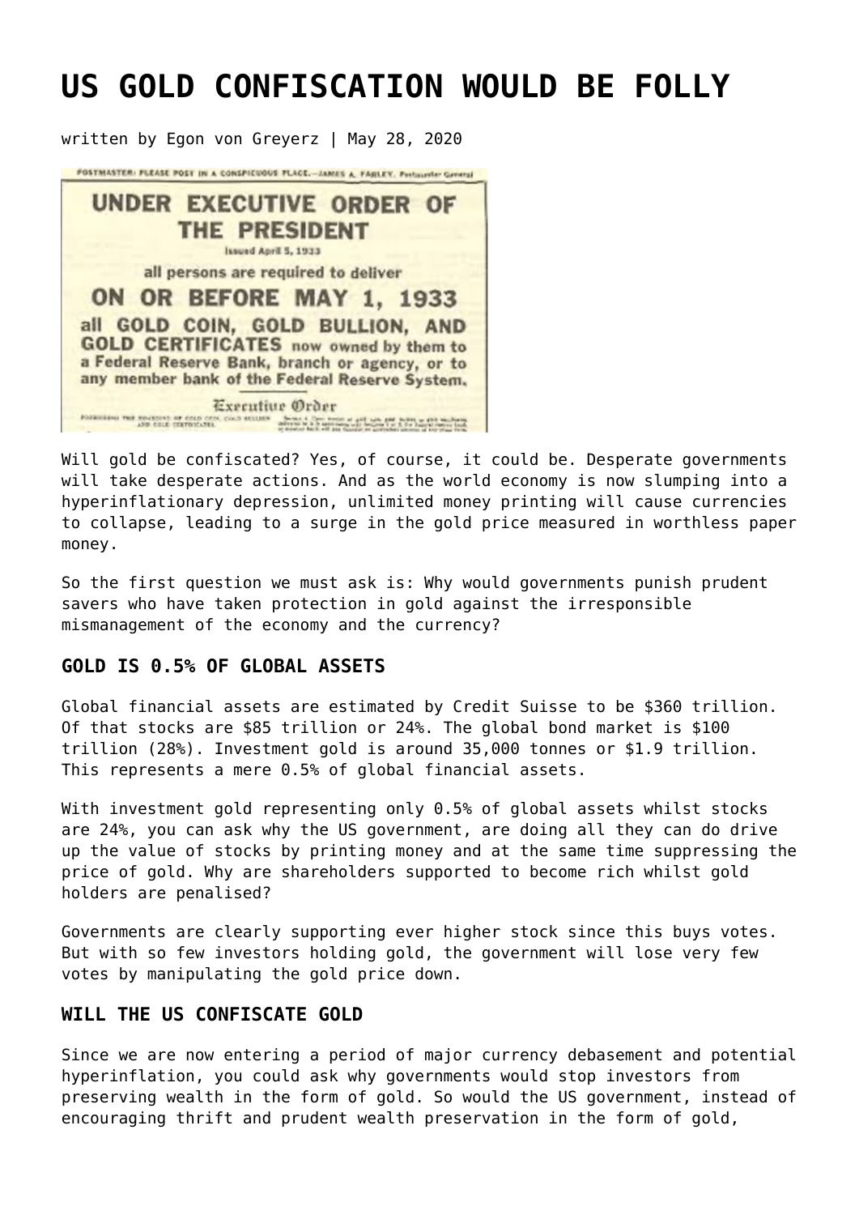# US GOLD CONFISCATION WOULD BE FOLLY

written by Egon von Greyerz | May 28, 2020

Will gold be confiscated? Yes, of course, it could be. Desperate governments will take desperate actions. And as the world economy is now slumping into a hyperinflationary depression, unlimited money printing will cause currencies to collapse, leading to a surge in the gold price measured in worthless paper money.

So the first question we must ask is: Why would governments punish prudent savers who have taken protection in gold against the irresponsible mismanagement of the economy and the currency?

### GOLD IS 0.5% OF GLOBAL ASSETS

Global financial assets are estimated by Credit Suisse to be $360 trillion. Of that stocks are $85 trillion or 24%. The global bond market is $100 trillion (28%). Investment gold is around 35,000 tonnes or $1.9 trillion. This represents a mere 0.5% of global financial assets.

With investment gold representing only 0.5% of global assets whilst stocks are 24%, you can ask why the US government, are doing all they can do drive up the value of stocks by printing money and at the same time suppressing the price of gold. Why are shareholders supported to become rich whilst gold holders are penalised?

Governments are clearly supporting ever higher stock since this buys votes. But with so few investors holding gold, the government will lose very few votes by manipulating the gold price down.

### WILL THE US CONFISCATE GOLD

Since we are now entering a period of major currency debasement and potential hyperinflation, you could ask why governments would stop investors from preserving wealth in the form of gold. So would the US government, instead of encouraging thrift and prudent wealth preservation in the form of gold,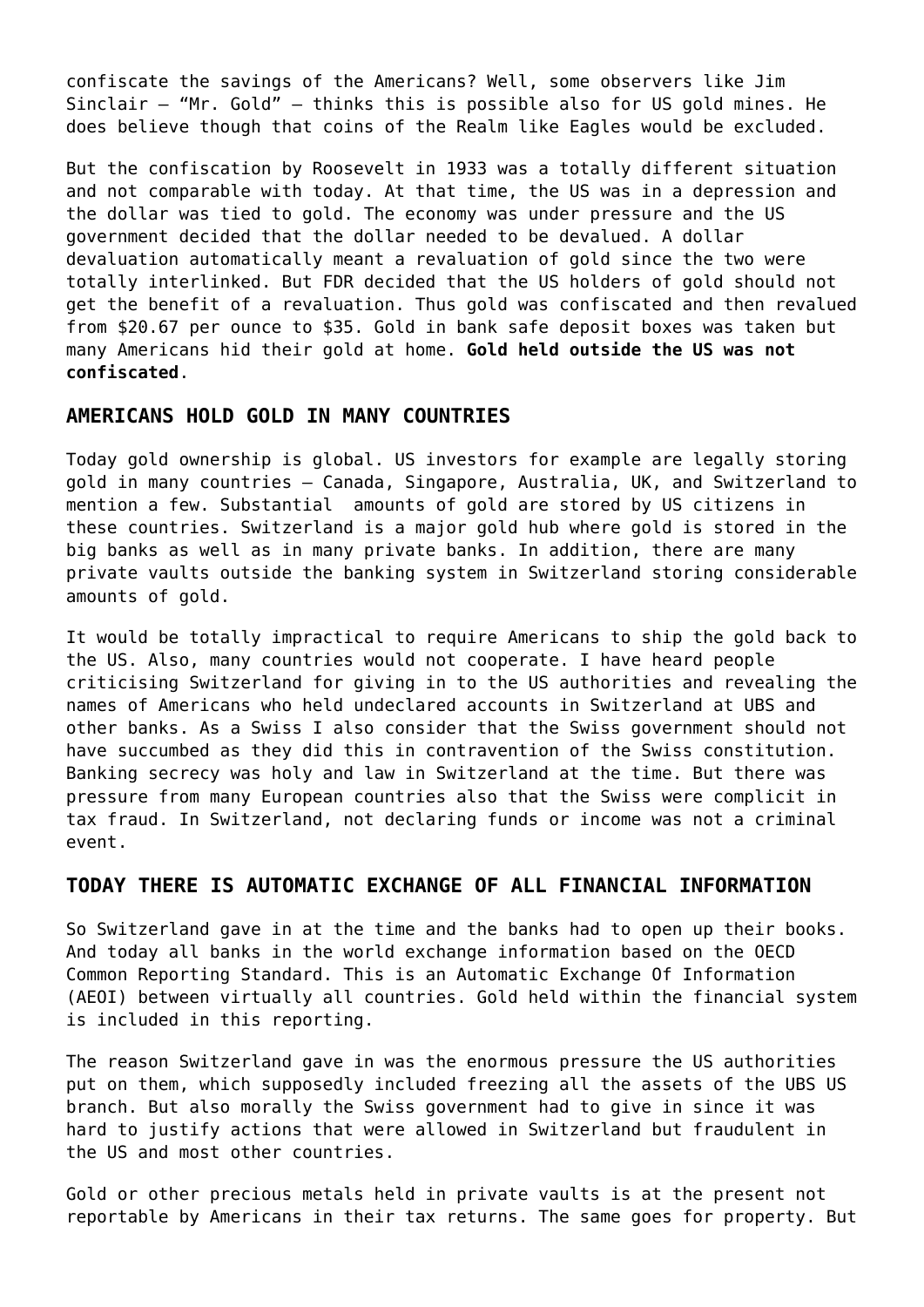confiscate the savings of the Americans? Well, some observers like Jim Sinclair – "Mr. Gold" – thinks this is possible also for US gold mines. He does believe though that coins of the Realm like Eagles would be excluded.

But the confiscation by Roosevelt in 1933 was a totally different situation and not comparable with today. At that time, the US was in a depression and the dollar was tied to gold. The economy was under pressure and the US government decided that the dollar needed to be devalued. A dollar devaluation automatically meant a revaluation of gold since the two were totally interlinked. But FDR decided that the US holders of gold should not get the benefit of a revaluation. Thus gold was confiscated and then revalued from $20.67 per ounce to $35. Gold in bank safe deposit boxes was taken but many Americans hid their gold at home. **Gold held outside the US was not confiscated**.

## AMERICANS HOLD GOLD IN MANY COUNTRIES

Today gold ownership is global. US investors for example are legally storing gold in many countries – Canada, Singapore, Australia, UK, and Switzerland to mention a few. Substantial amounts of gold are stored by US citizens in these countries. Switzerland is a major gold hub where gold is stored in the big banks as well as in many private banks. In addition, there are many private vaults outside the banking system in Switzerland storing considerable amounts of gold.

It would be totally impractical to require Americans to ship the gold back to the US. Also, many countries would not cooperate. I have heard people criticising Switzerland for giving in to the US authorities and revealing the names of Americans who held undeclared accounts in Switzerland at UBS and other banks. As a Swiss I also consider that the Swiss government should not have succumbed as they did this in contravention of the Swiss constitution. Banking secrecy was holy and law in Switzerland at the time. But there was pressure from many European countries also that the Swiss were complicit in tax fraud. In Switzerland, not declaring funds or income was not a criminal event.

## TODAY THERE IS AUTOMATIC EXCHANGE OF ALL FINANCIAL INFORMATION

So Switzerland gave in at the time and the banks had to open up their books. And today all banks in the world exchange information based on the OECD Common Reporting Standard. This is an Automatic Exchange Of Information (AEOI) between virtually all countries. Gold held within the financial system is included in this reporting.

The reason Switzerland gave in was the enormous pressure the US authorities put on them, which supposedly included freezing all the assets of the UBS US branch. But also morally the Swiss government had to give in since it was hard to justify actions that were allowed in Switzerland but fraudulent in the US and most other countries.

Gold or other precious metals held in private vaults is at the present not reportable by Americans in their tax returns. The same goes for property. But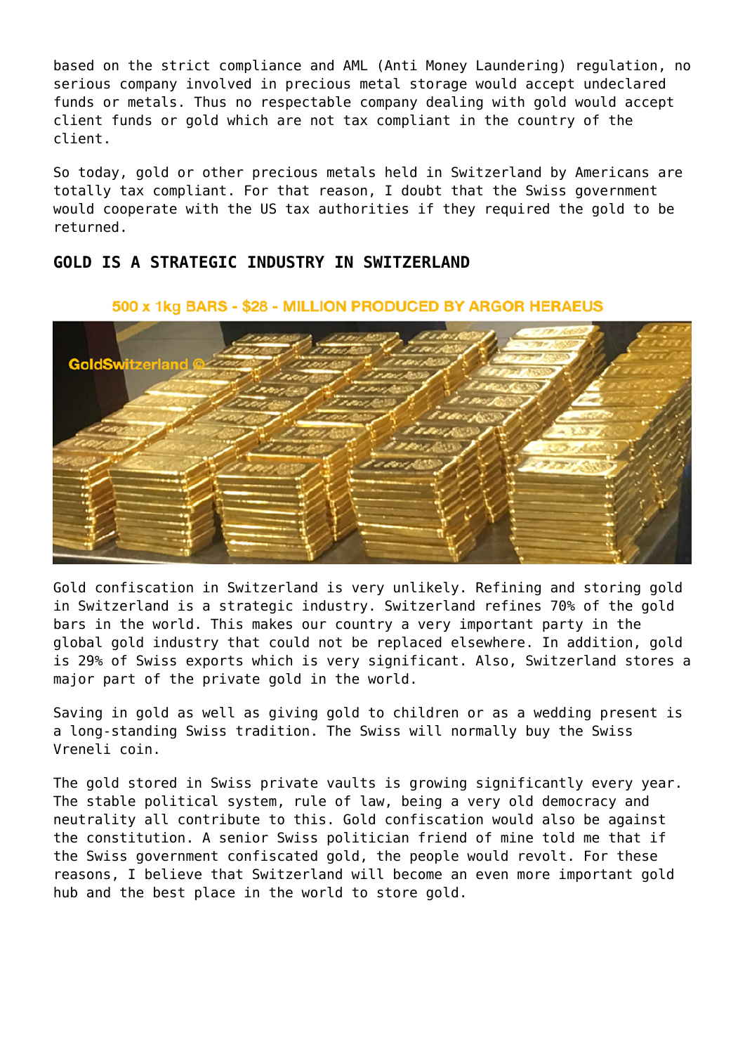based on the strict compliance and AML (Anti Money Laundering) regulation, no serious company involved in precious metal storage would accept undeclared funds or metals. Thus no respectable company dealing with gold would accept client funds or gold which are not tax compliant in the country of the client.

So today, gold or other precious metals held in Switzerland by Americans are totally tax compliant. For that reason, I doubt that the Swiss government would cooperate with the US tax authorities if they required the gold to be returned.

## GOLD IS A STRATEGIC INDUSTRY IN SWITZERLAND

500 x 1kg BARS - $28 - MILLION PRODUCED BY ARGOR HERAEUS

Gold confiscation in Switzerland is very unlikely. Refining and storing gold in Switzerland is a strategic industry. Switzerland refines 70% of the gold bars in the world. This makes our country a very important party in the global gold industry that could not be replaced elsewhere. In addition, gold is 29% of Swiss exports which is very significant. Also, Switzerland stores a major part of the private gold in the world.

Saving in gold as well as giving gold to children or as a wedding present is a long-standing Swiss tradition. The Swiss will normally buy the Swiss Vreneli coin.

The gold stored in Swiss private vaults is growing significantly every year. The stable political system, rule of law, being a very old democracy and neutrality all contribute to this. Gold confiscation would also be against the constitution. A senior Swiss politician friend of mine told me that if the Swiss government confiscated gold, the people would revolt. For these reasons, I believe that Switzerland will become an even more important gold hub and the best place in the world to store gold.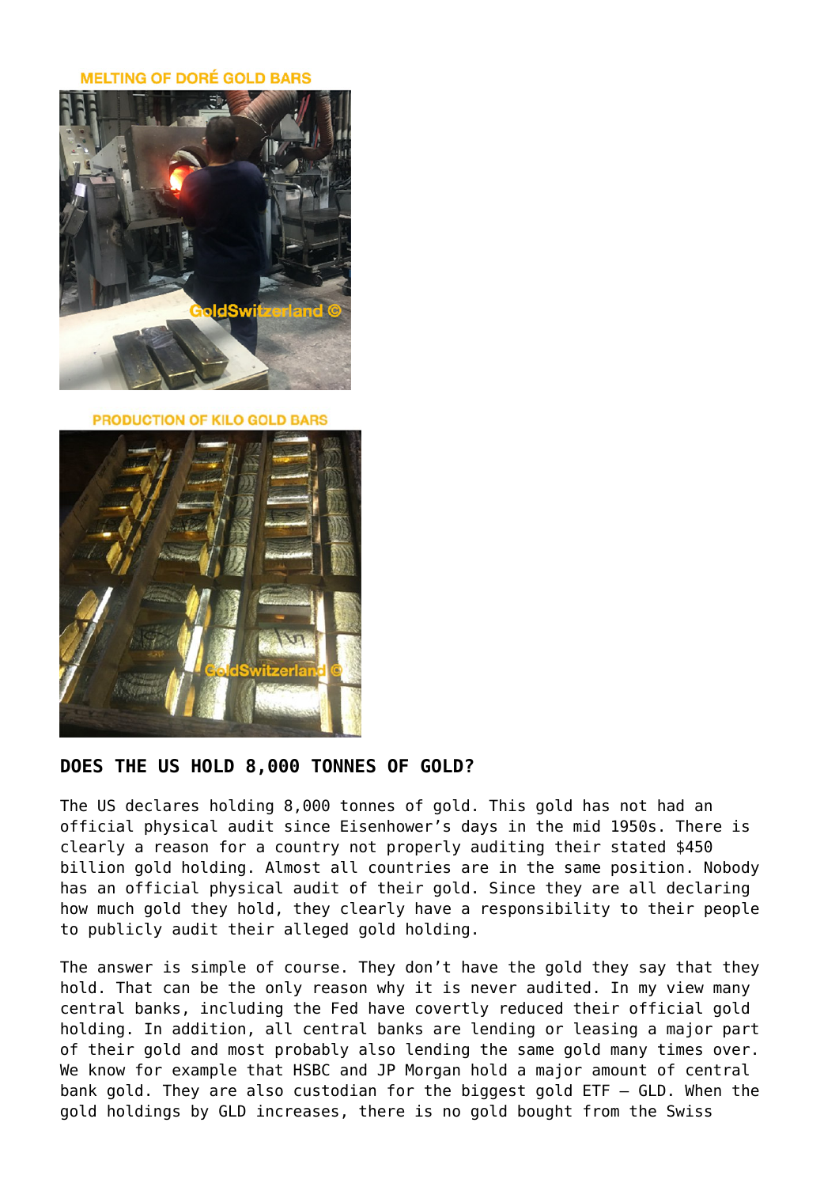MELTING OF DORÉ GOLD BARS

PRODUCTION OF KILO GOLD BARS

## DOES THE US HOLD 8,000 TONNES OF GOLD?

The US declares holding 8,000 tonnes of gold. This gold has not had an official physical audit since Eisenhower's days in the mid 1950s. There is clearly a reason for a country not properly auditing their stated $450 billion gold holding. Almost all countries are in the same position. Nobody has an official physical audit of their gold. Since they are all declaring how much gold they hold, they clearly have a responsibility to their people to publicly audit their alleged gold holding.

The answer is simple of course. They don't have the gold they say that they hold. That can be the only reason why it is never audited. In my view many central banks, including the Fed have covertly reduced their official gold holding. In addition, all central banks are lending or leasing a major part of their gold and most probably also lending the same gold many times over. We know for example that HSBC and JP Morgan hold a major amount of central bank gold. They are also custodian for the biggest gold ETF – GLD. When the gold holdings by GLD increases, there is no gold bought from the Swiss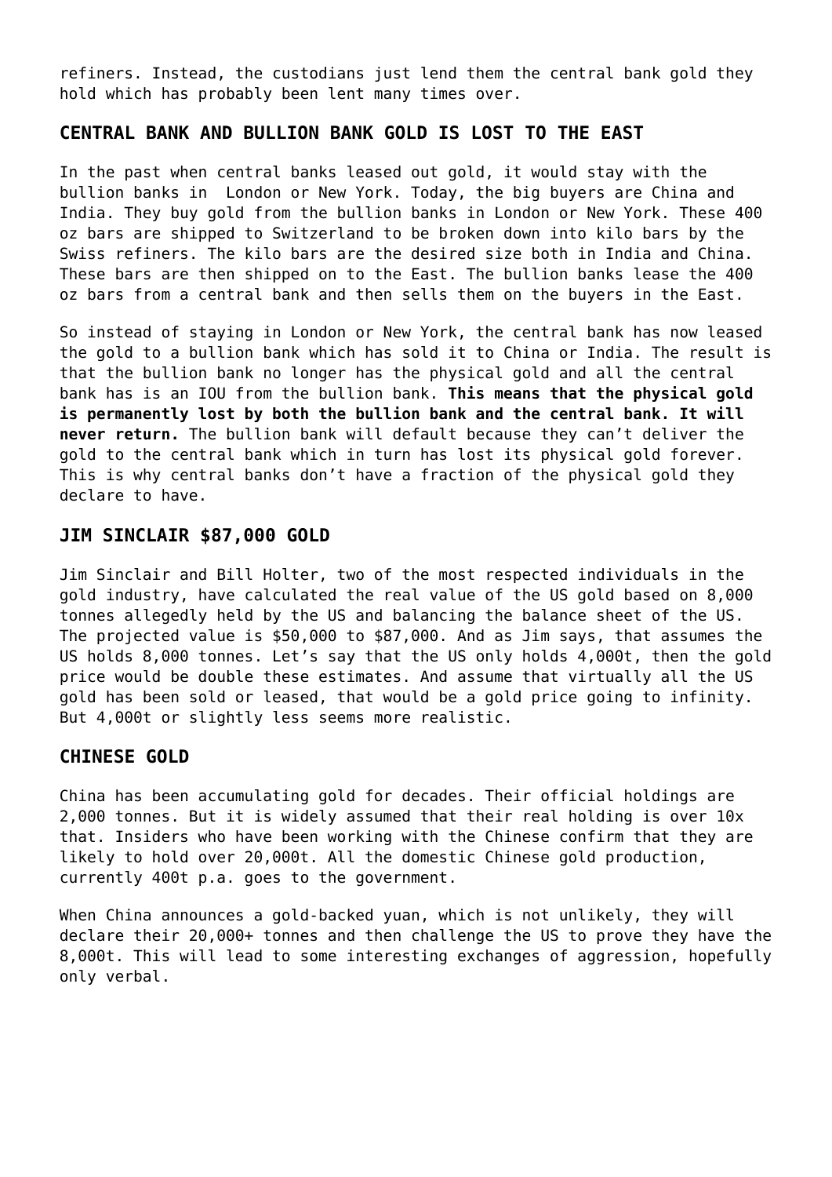refiners. Instead, the custodians just lend them the central bank gold they hold which has probably been lent many times over.

### CENTRAL BANK AND BULLION BANK GOLD IS LOST TO THE EAST

In the past when central banks leased out gold, it would stay with the bullion banks in London or New York. Today, the big buyers are China and India. They buy gold from the bullion banks in London or New York. These 400 oz bars are shipped to Switzerland to be broken down into kilo bars by the Swiss refiners. The kilo bars are the desired size both in India and China. These bars are then shipped on to the East. The bullion banks lease the 400 oz bars from a central bank and then sells them on the buyers in the East.

So instead of staying in London or New York, the central bank has now leased the gold to a bullion bank which has sold it to China or India. The result is that the bullion bank no longer has the physical gold and all the central bank has is an IOU from the bullion bank. **This means that the physical gold is permanently lost by both the bullion bank and the central bank. It will never return.** The bullion bank will default because they can't deliver the gold to the central bank which in turn has lost its physical gold forever. This is why central banks don't have a fraction of the physical gold they declare to have.

### JIM SINCLAIR $87,000 GOLD

Jim Sinclair and Bill Holter, two of the most respected individuals in the gold industry, have calculated the real value of the US gold based on 8,000 tonnes allegedly held by the US and balancing the balance sheet of the US. The projected value is $50,000 to $87,000. And as Jim says, that assumes the US holds 8,000 tonnes. Let's say that the US only holds 4,000t, then the gold price would be double these estimates. And assume that virtually all the US gold has been sold or leased, that would be a gold price going to infinity. But 4,000t or slightly less seems more realistic.

### CHINESE GOLD

China has been accumulating gold for decades. Their official holdings are 2,000 tonnes. But it is widely assumed that their real holding is over 10x that. Insiders who have been working with the Chinese confirm that they are likely to hold over 20,000t. All the domestic Chinese gold production, currently 400t p.a. goes to the government.

When China announces a gold-backed yuan, which is not unlikely, they will declare their 20,000+ tonnes and then challenge the US to prove they have the 8,000t. This will lead to some interesting exchanges of aggression, hopefully only verbal.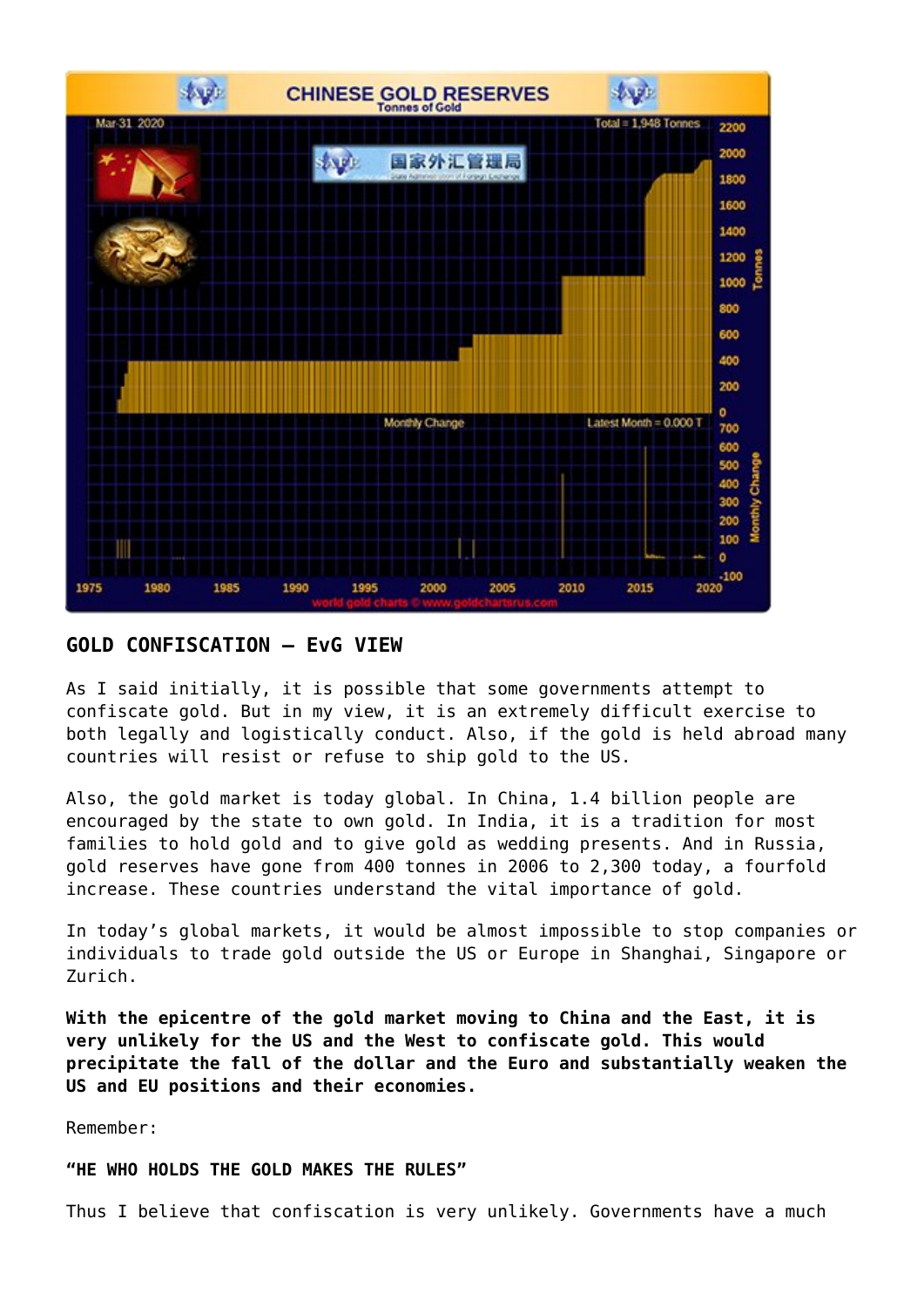## GOLD CONFISCATION – EvG VIEW

As I said initially, it is possible that some governments attempt to confiscate gold. But in my view, it is an extremely difficult exercise to both legally and logistically conduct. Also, if the gold is held abroad many countries will resist or refuse to ship gold to the US.

Also, the gold market is today global. In China, 1.4 billion people are encouraged by the state to own gold. In India, it is a tradition for most families to hold gold and to give gold as wedding presents. And in Russia, gold reserves have gone from 400 tonnes in 2006 to 2,300 today, a fourfold increase. These countries understand the vital importance of gold.

In today's global markets, it would be almost impossible to stop companies or individuals to trade gold outside the US or Europe in Shanghai, Singapore or Zurich.

**With the epicentre of the gold market moving to China and the East, it is very unlikely for the US and the West to confiscate gold. This would precipitate the fall of the dollar and the Euro and substantially weaken the US and EU positions and their economies.**

Remember:

**"HE WHO HOLDS THE GOLD MAKES THE RULES"**

Thus I believe that confiscation is very unlikely. Governments have a much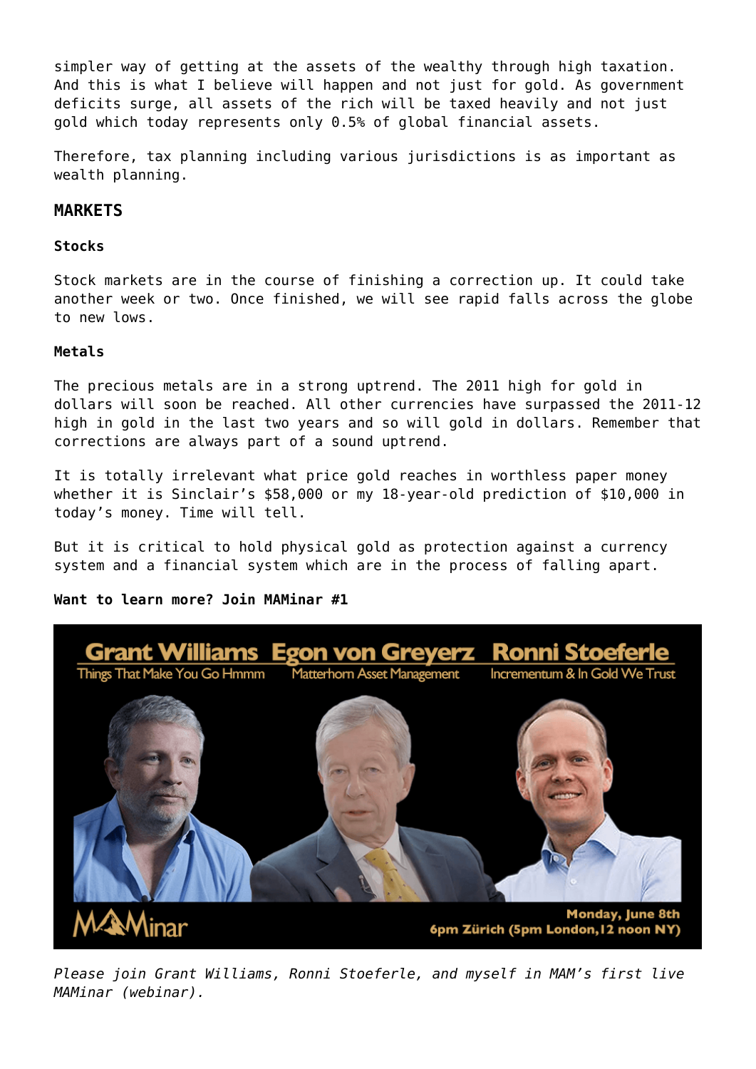simpler way of getting at the assets of the wealthy through high taxation. And this is what I believe will happen and not just for gold. As government deficits surge, all assets of the rich will be taxed heavily and not just gold which today represents only 0.5% of global financial assets.

Therefore, tax planning including various jurisdictions is as important as wealth planning.

## MARKETS

### Stocks

Stock markets are in the course of finishing a correction up. It could take another week or two. Once finished, we will see rapid falls across the globe to new lows.

### Metals

The precious metals are in a strong uptrend. The 2011 high for gold in dollars will soon be reached. All other currencies have surpassed the 2011-12 high in gold in the last two years and so will gold in dollars. Remember that corrections are always part of a sound uptrend.

It is totally irrelevant what price gold reaches in worthless paper money whether it is Sinclair's $58,000 or my 18-year-old prediction of $10,000 in today's money. Time will tell.

But it is critical to hold physical gold as protection against a currency system and a financial system which are in the process of falling apart.

**Want to learn more? Join MAMinar #1**

Grant Williams — Things That Make You Go Hmmm
Egon von Greyerz — Matterhorn Asset Management
Ronni Stoeferle — Incrementum & In Gold We Trust

MAMinar — Monday, June 8th, 6pm Zürich (5pm London, 12 noon NY)

*Please join Grant Williams, Ronni Stoeferle, and myself in MAM's first live MAMinar (webinar).*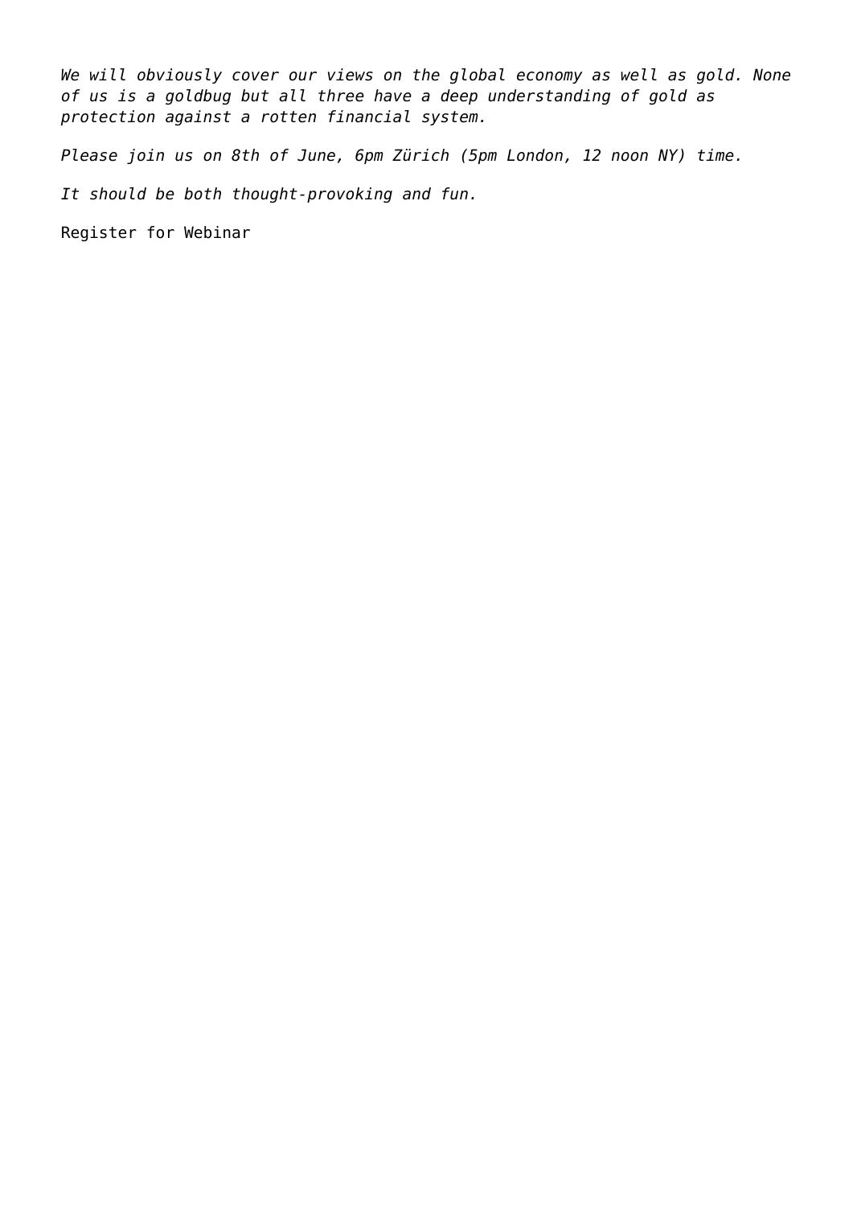*We will obviously cover our views on the global economy as well as gold. None of us is a goldbug but all three have a deep understanding of gold as protection against a rotten financial system.*

*Please join us on 8th of June, 6pm Zürich (5pm London, 12 noon NY) time.*

*It should be both thought-provoking and fun.*

Register for Webinar